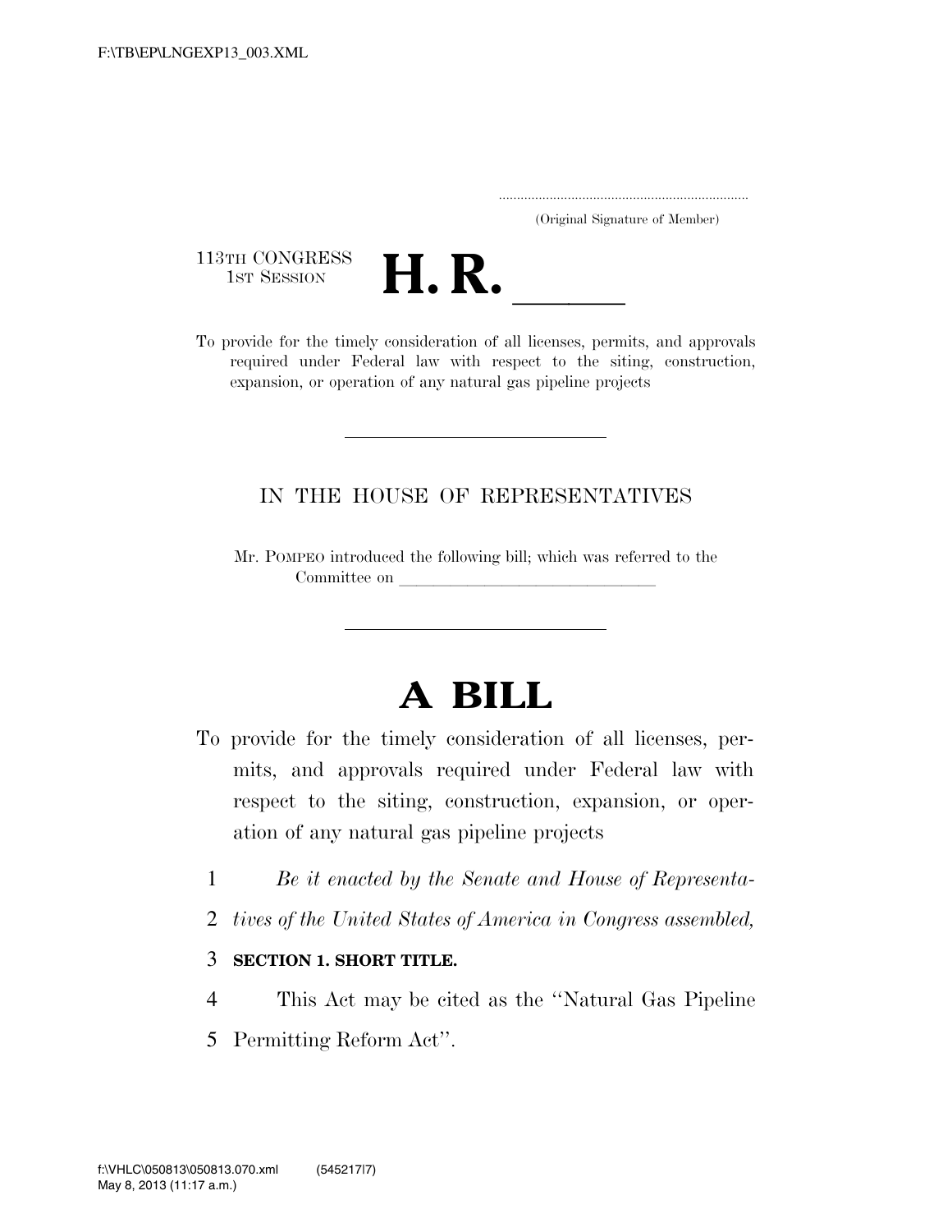F:\TB\EP\LNGEXP13_003.XML

(Original Signature of Member)

113TH CONGRESS
1ST SESSION

# H. R. ____

To provide for the timely consideration of all licenses, permits, and approvals required under Federal law with respect to the siting, construction, expansion, or operation of any natural gas pipeline projects

IN THE HOUSE OF REPRESENTATIVES

Mr. POMPEO introduced the following bill; which was referred to the Committee on ______________________________

# A BILL

To provide for the timely consideration of all licenses, permits, and approvals required under Federal law with respect to the siting, construction, expansion, or operation of any natural gas pipeline projects

1 *Be it enacted by the Senate and House of Representa-*
2 *tives of the United States of America in Congress assembled,*

3 **SECTION 1. SHORT TITLE.**

4 This Act may be cited as the "Natural Gas Pipeline
5 Permitting Reform Act".

f:\VHLC\050813\050813.070.xml (545217|7)
May 8, 2013 (11:17 a.m.)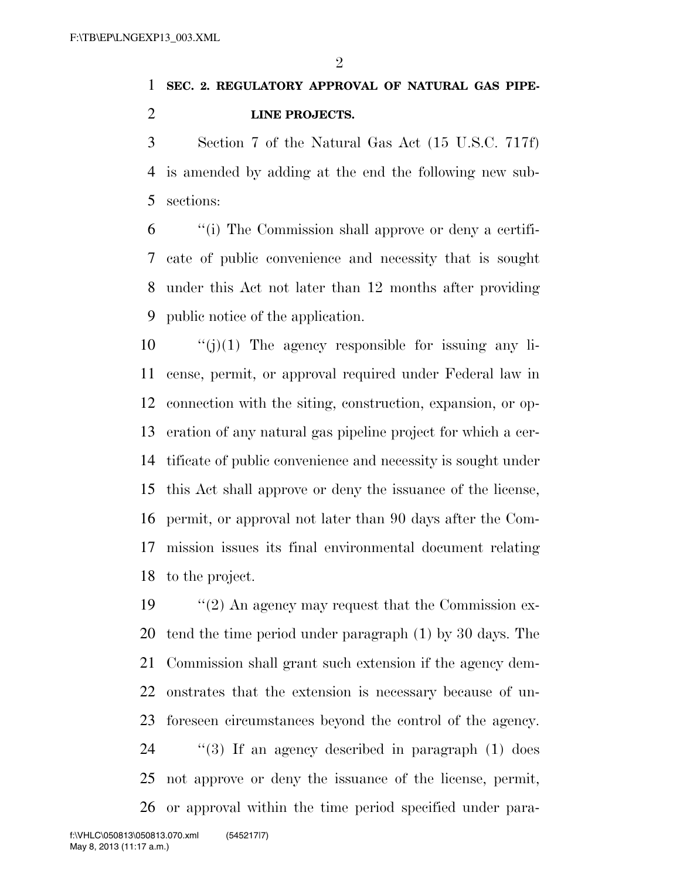**SEC. 2. REGULATORY APPROVAL OF NATURAL GAS PIPELINE PROJECTS.**

Section 7 of the Natural Gas Act (15 U.S.C. 717f) is amended by adding at the end the following new subsections:

''(i) The Commission shall approve or deny a certificate of public convenience and necessity that is sought under this Act not later than 12 months after providing public notice of the application.

''(j)(1) The agency responsible for issuing any license, permit, or approval required under Federal law in connection with the siting, construction, expansion, or operation of any natural gas pipeline project for which a certificate of public convenience and necessity is sought under this Act shall approve or deny the issuance of the license, permit, or approval not later than 90 days after the Commission issues its final environmental document relating to the project.

''(2) An agency may request that the Commission extend the time period under paragraph (1) by 30 days. The Commission shall grant such extension if the agency demonstrates that the extension is necessary because of unforeseen circumstances beyond the control of the agency.

''(3) If an agency described in paragraph (1) does not approve or deny the issuance of the license, permit, or approval within the time period specified under para-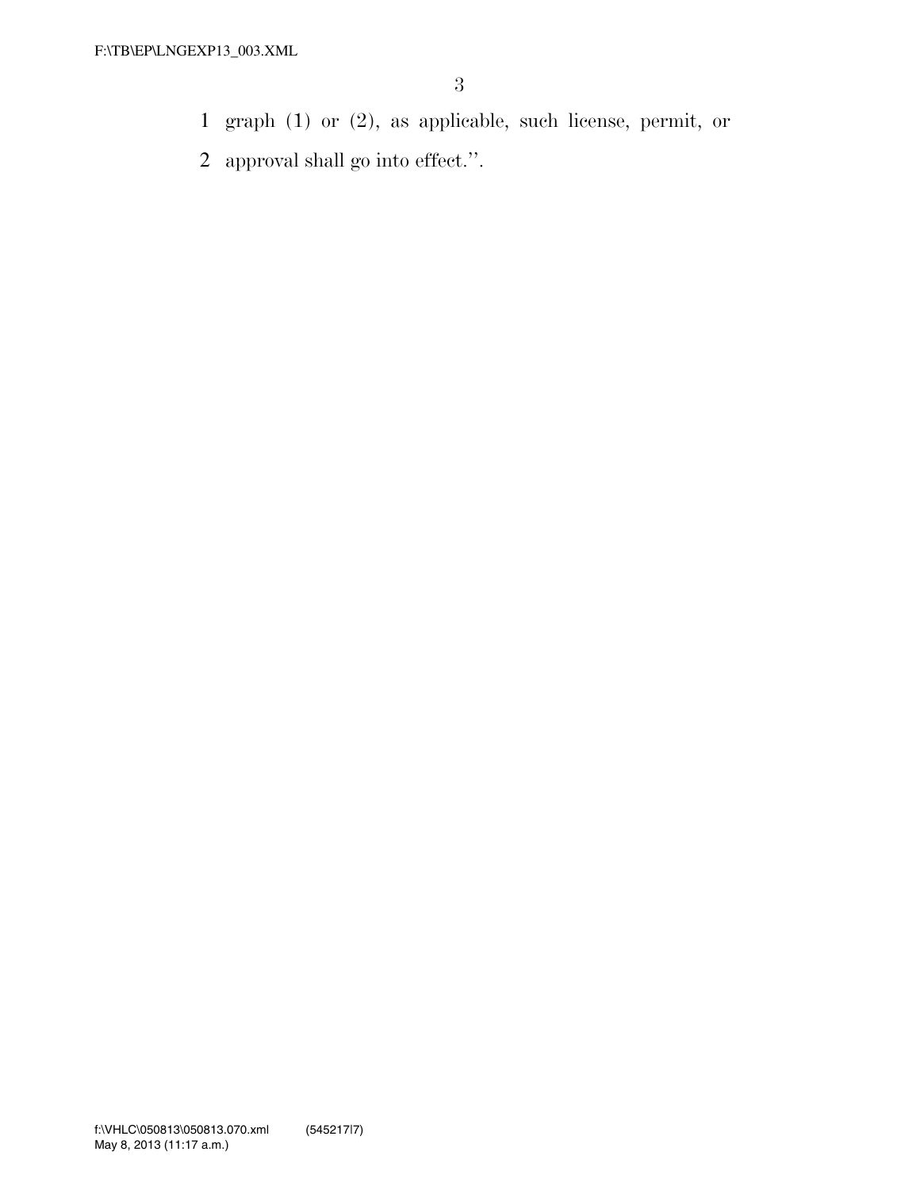graph (1) or (2), as applicable, such license, permit, or approval shall go into effect.''.